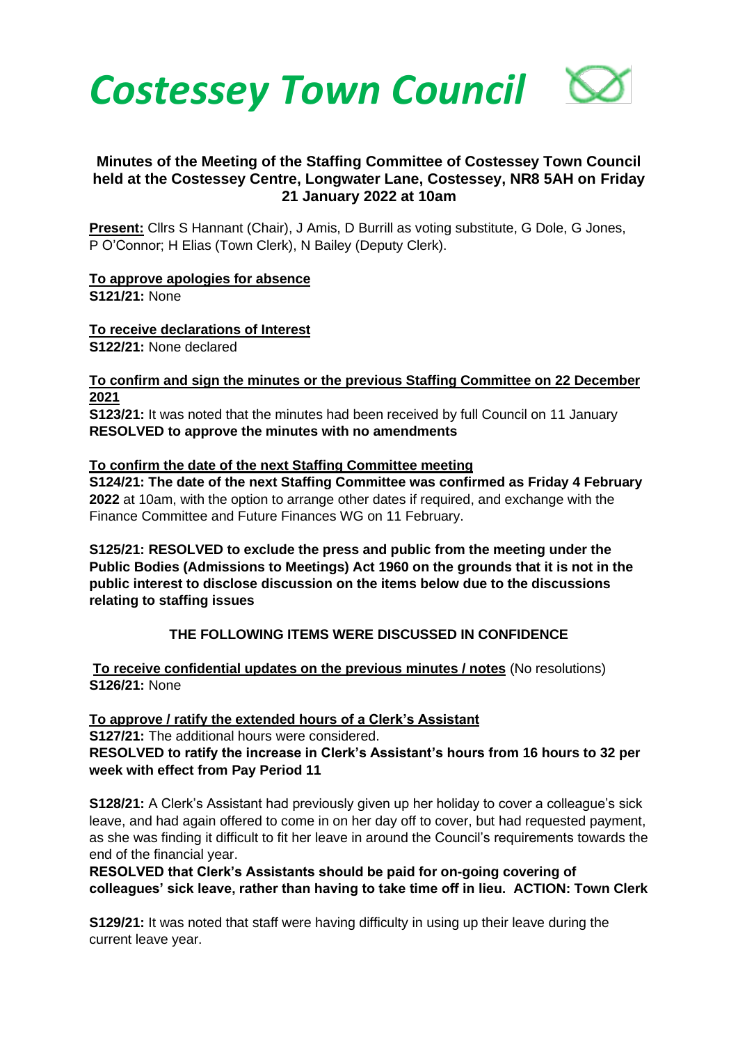# *Costessey Town Council*

## Minutes of the Meeting of the Staffing Committee of Costessey Town Council held at the Costessey Centre, Longwater Lane, Costessey, NR8 5AH on Friday 21 January 2022 at 10am

**Present:** Cllrs S Hannant (Chair), J Amis, D Burrill as voting substitute, G Dole, G Jones, P O'Connor; H Elias (Town Clerk), N Bailey (Deputy Clerk).

**To approve apologies for absence**
**S121/21:** None

**To receive declarations of Interest**
**S122/21:** None declared

**To confirm and sign the minutes or the previous Staffing Committee on 22 December 2021**
**S123/21:** It was noted that the minutes had been received by full Council on 11 January
**RESOLVED to approve the minutes with no amendments**

**To confirm the date of the next Staffing Committee meeting**
**S124/21: The date of the next Staffing Committee was confirmed as Friday 4 February 2022** at 10am, with the option to arrange other dates if required, and exchange with the Finance Committee and Future Finances WG on 11 February.

**S125/21: RESOLVED to exclude the press and public from the meeting under the Public Bodies (Admissions to Meetings) Act 1960 on the grounds that it is not in the public interest to disclose discussion on the items below due to the discussions relating to staffing issues**

**THE FOLLOWING ITEMS WERE DISCUSSED IN CONFIDENCE**

**To receive confidential updates on the previous minutes / notes** (No resolutions)
**S126/21:** None

**To approve / ratify the extended hours of a Clerk's Assistant**
**S127/21:** The additional hours were considered.
**RESOLVED to ratify the increase in Clerk's Assistant's hours from 16 hours to 32 per week with effect from Pay Period 11**

**S128/21:** A Clerk's Assistant had previously given up her holiday to cover a colleague's sick leave, and had again offered to come in on her day off to cover, but had requested payment, as she was finding it difficult to fit her leave in around the Council's requirements towards the end of the financial year.
**RESOLVED that Clerk's Assistants should be paid for on-going covering of colleagues' sick leave, rather than having to take time off in lieu. ACTION: Town Clerk**

**S129/21:** It was noted that staff were having difficulty in using up their leave during the current leave year.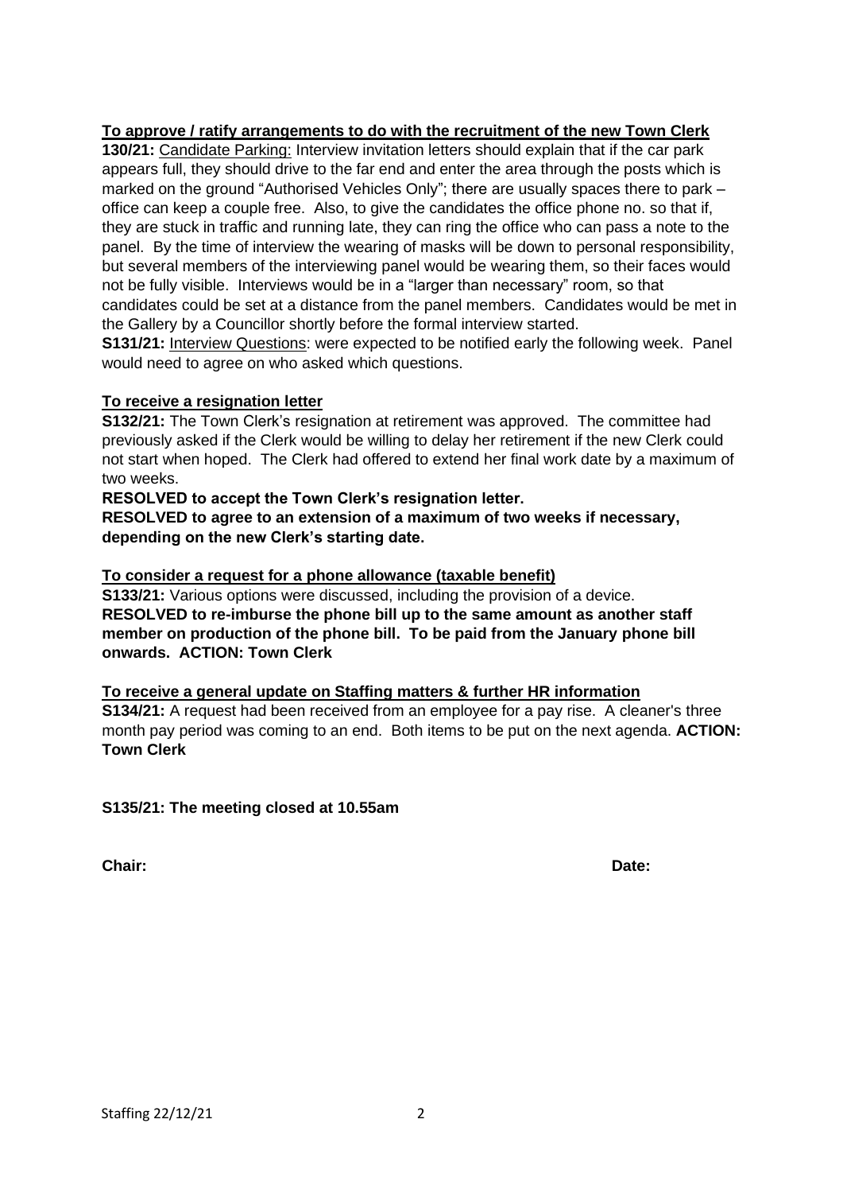**<u>To approve / ratify arrangements to do with the recruitment of the new Town Clerk</u>**

**130/21:** <u>Candidate Parking:</u> Interview invitation letters should explain that if the car park appears full, they should drive to the far end and enter the area through the posts which is marked on the ground "Authorised Vehicles Only"; there are usually spaces there to park – office can keep a couple free. Also, to give the candidates the office phone no. so that if, they are stuck in traffic and running late, they can ring the office who can pass a note to the panel. By the time of interview the wearing of masks will be down to personal responsibility, but several members of the interviewing panel would be wearing them, so their faces would not be fully visible. Interviews would be in a "larger than necessary" room, so that candidates could be set at a distance from the panel members. Candidates would be met in the Gallery by a Councillor shortly before the formal interview started.

**S131/21:** <u>Interview Questions</u>: were expected to be notified early the following week. Panel would need to agree on who asked which questions.

**<u>To receive a resignation letter</u>**

**S132/21:** The Town Clerk's resignation at retirement was approved. The committee had previously asked if the Clerk would be willing to delay her retirement if the new Clerk could not start when hoped. The Clerk had offered to extend her final work date by a maximum of two weeks.

**RESOLVED to accept the Town Clerk's resignation letter.**

**RESOLVED to agree to an extension of a maximum of two weeks if necessary, depending on the new Clerk's starting date.**

**<u>To consider a request for a phone allowance (taxable benefit)</u>**

**S133/21:** Various options were discussed, including the provision of a device.

**RESOLVED to re-imburse the phone bill up to the same amount as another staff member on production of the phone bill. To be paid from the January phone bill onwards. ACTION: Town Clerk**

**<u>To receive a general update on Staffing matters & further HR information</u>**

**S134/21:** A request had been received from an employee for a pay rise. A cleaner's three month pay period was coming to an end. Both items to be put on the next agenda. **ACTION: Town Clerk**

**S135/21: The meeting closed at 10.55am**

**Chair:** **Date:**